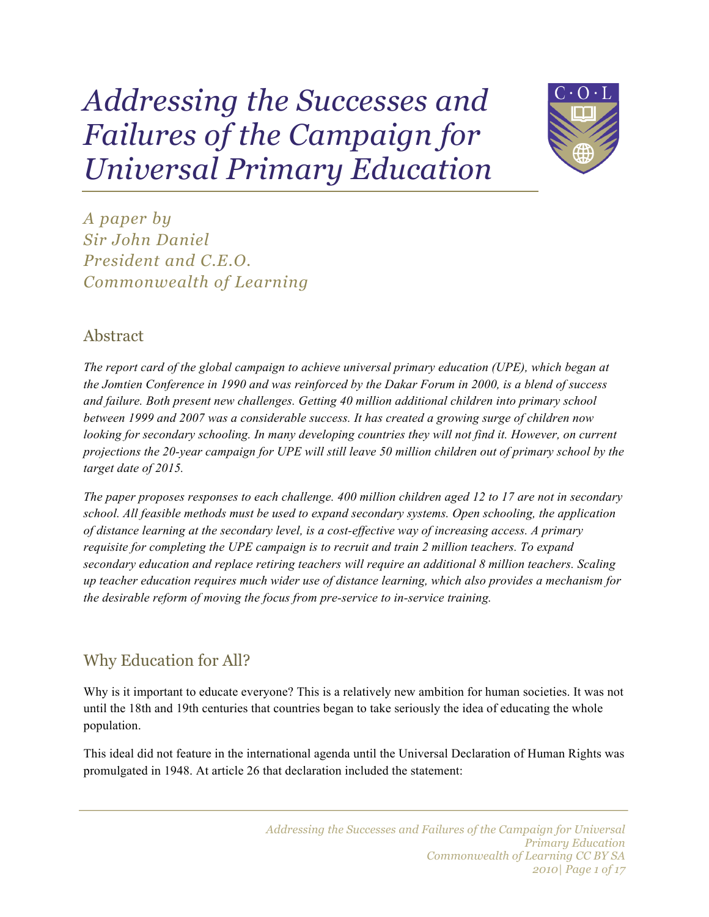# Addressing the Successes and Failures of the Campaign for Universal Primary Education

*A paper by*
*Sir John Daniel*
*President and C.E.O.*
*Commonwealth of Learning*

## Abstract

*The report card of the global campaign to achieve universal primary education (UPE), which began at the Jomtien Conference in 1990 and was reinforced by the Dakar Forum in 2000, is a blend of success and failure. Both present new challenges. Getting 40 million additional children into primary school between 1999 and 2007 was a considerable success. It has created a growing surge of children now looking for secondary schooling. In many developing countries they will not find it. However, on current projections the 20-year campaign for UPE will still leave 50 million children out of primary school by the target date of 2015.*

*The paper proposes responses to each challenge. 400 million children aged 12 to 17 are not in secondary school. All feasible methods must be used to expand secondary systems. Open schooling, the application of distance learning at the secondary level, is a cost-effective way of increasing access. A primary requisite for completing the UPE campaign is to recruit and train 2 million teachers. To expand secondary education and replace retiring teachers will require an additional 8 million teachers. Scaling up teacher education requires much wider use of distance learning, which also provides a mechanism for the desirable reform of moving the focus from pre-service to in-service training.*

## Why Education for All?

Why is it important to educate everyone? This is a relatively new ambition for human societies. It was not until the 18th and 19th centuries that countries began to take seriously the idea of educating the whole population.

This ideal did not feature in the international agenda until the Universal Declaration of Human Rights was promulgated in 1948. At article 26 that declaration included the statement: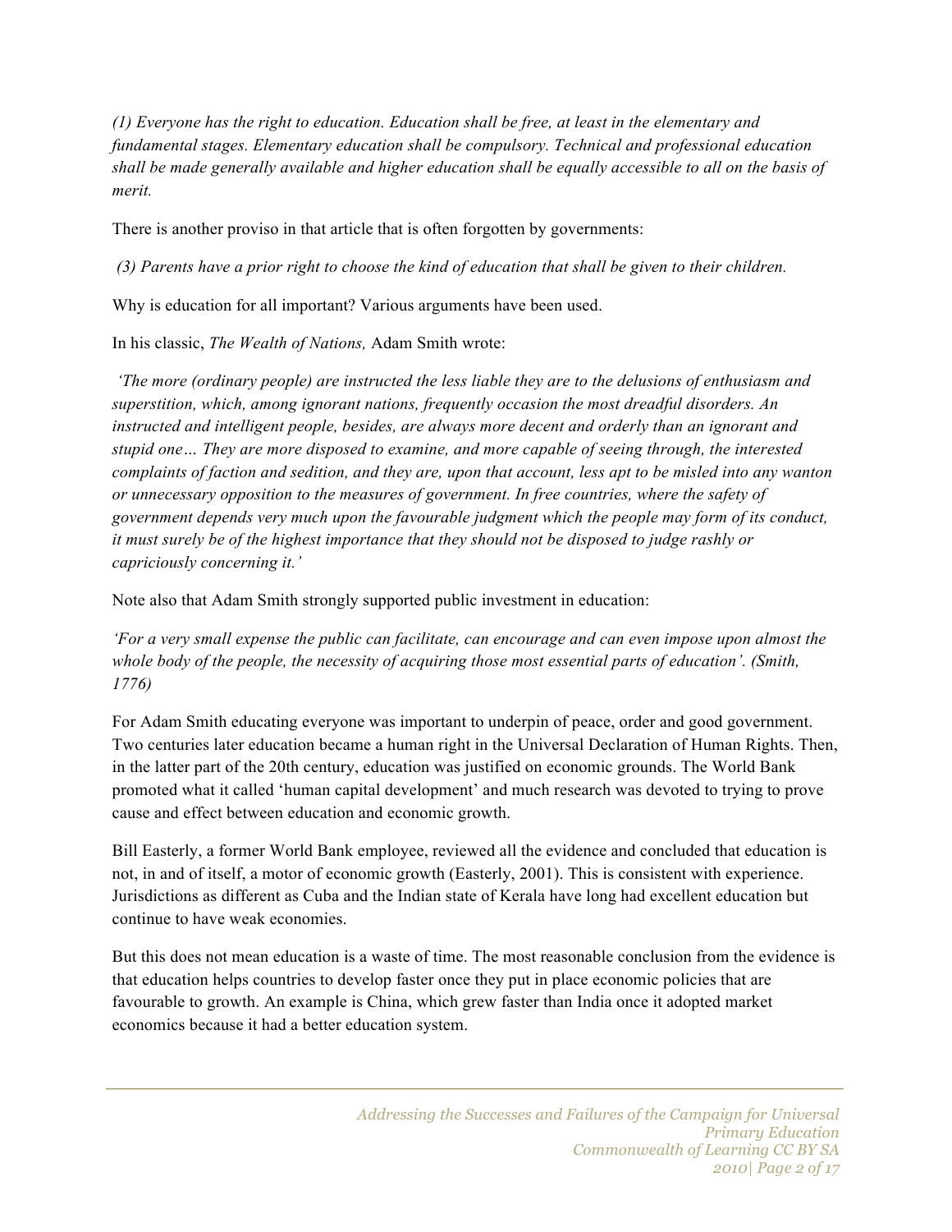*(1) Everyone has the right to education. Education shall be free, at least in the elementary and fundamental stages. Elementary education shall be compulsory. Technical and professional education shall be made generally available and higher education shall be equally accessible to all on the basis of merit.*

There is another proviso in that article that is often forgotten by governments:

*(3) Parents have a prior right to choose the kind of education that shall be given to their children.*

Why is education for all important? Various arguments have been used.

In his classic, *The Wealth of Nations,* Adam Smith wrote:

*'The more (ordinary people) are instructed the less liable they are to the delusions of enthusiasm and superstition, which, among ignorant nations, frequently occasion the most dreadful disorders. An instructed and intelligent people, besides, are always more decent and orderly than an ignorant and stupid one… They are more disposed to examine, and more capable of seeing through, the interested complaints of faction and sedition, and they are, upon that account, less apt to be misled into any wanton or unnecessary opposition to the measures of government. In free countries, where the safety of government depends very much upon the favourable judgment which the people may form of its conduct, it must surely be of the highest importance that they should not be disposed to judge rashly or capriciously concerning it.'*

Note also that Adam Smith strongly supported public investment in education:

*'For a very small expense the public can facilitate, can encourage and can even impose upon almost the whole body of the people, the necessity of acquiring those most essential parts of education'. (Smith, 1776)*

For Adam Smith educating everyone was important to underpin of peace, order and good government. Two centuries later education became a human right in the Universal Declaration of Human Rights. Then, in the latter part of the 20th century, education was justified on economic grounds. The World Bank promoted what it called 'human capital development' and much research was devoted to trying to prove cause and effect between education and economic growth.

Bill Easterly, a former World Bank employee, reviewed all the evidence and concluded that education is not, in and of itself, a motor of economic growth (Easterly, 2001). This is consistent with experience. Jurisdictions as different as Cuba and the Indian state of Kerala have long had excellent education but continue to have weak economies.

But this does not mean education is a waste of time. The most reasonable conclusion from the evidence is that education helps countries to develop faster once they put in place economic policies that are favourable to growth. An example is China, which grew faster than India once it adopted market economics because it had a better education system.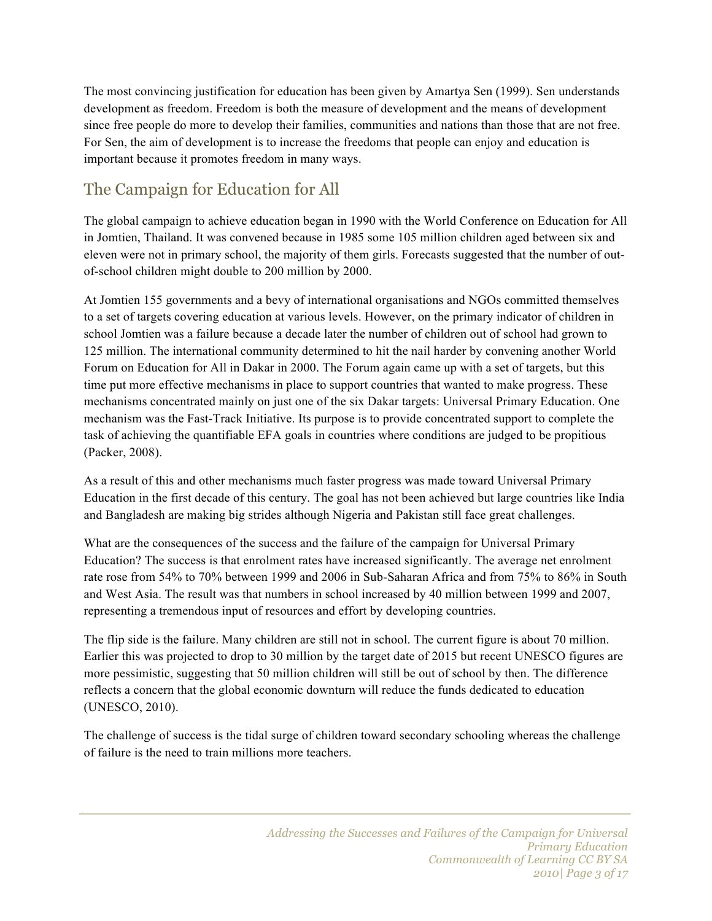The most convincing justification for education has been given by Amartya Sen (1999). Sen understands development as freedom. Freedom is both the measure of development and the means of development since free people do more to develop their families, communities and nations than those that are not free. For Sen, the aim of development is to increase the freedoms that people can enjoy and education is important because it promotes freedom in many ways.

## The Campaign for Education for All

The global campaign to achieve education began in 1990 with the World Conference on Education for All in Jomtien, Thailand. It was convened because in 1985 some 105 million children aged between six and eleven were not in primary school, the majority of them girls. Forecasts suggested that the number of out-of-school children might double to 200 million by 2000.

At Jomtien 155 governments and a bevy of international organisations and NGOs committed themselves to a set of targets covering education at various levels. However, on the primary indicator of children in school Jomtien was a failure because a decade later the number of children out of school had grown to 125 million. The international community determined to hit the nail harder by convening another World Forum on Education for All in Dakar in 2000. The Forum again came up with a set of targets, but this time put more effective mechanisms in place to support countries that wanted to make progress. These mechanisms concentrated mainly on just one of the six Dakar targets: Universal Primary Education. One mechanism was the Fast-Track Initiative. Its purpose is to provide concentrated support to complete the task of achieving the quantifiable EFA goals in countries where conditions are judged to be propitious (Packer, 2008).

As a result of this and other mechanisms much faster progress was made toward Universal Primary Education in the first decade of this century. The goal has not been achieved but large countries like India and Bangladesh are making big strides although Nigeria and Pakistan still face great challenges.

What are the consequences of the success and the failure of the campaign for Universal Primary Education? The success is that enrolment rates have increased significantly. The average net enrolment rate rose from 54% to 70% between 1999 and 2006 in Sub-Saharan Africa and from 75% to 86% in South and West Asia. The result was that numbers in school increased by 40 million between 1999 and 2007, representing a tremendous input of resources and effort by developing countries.

The flip side is the failure. Many children are still not in school. The current figure is about 70 million. Earlier this was projected to drop to 30 million by the target date of 2015 but recent UNESCO figures are more pessimistic, suggesting that 50 million children will still be out of school by then. The difference reflects a concern that the global economic downturn will reduce the funds dedicated to education (UNESCO, 2010).

The challenge of success is the tidal surge of children toward secondary schooling whereas the challenge of failure is the need to train millions more teachers.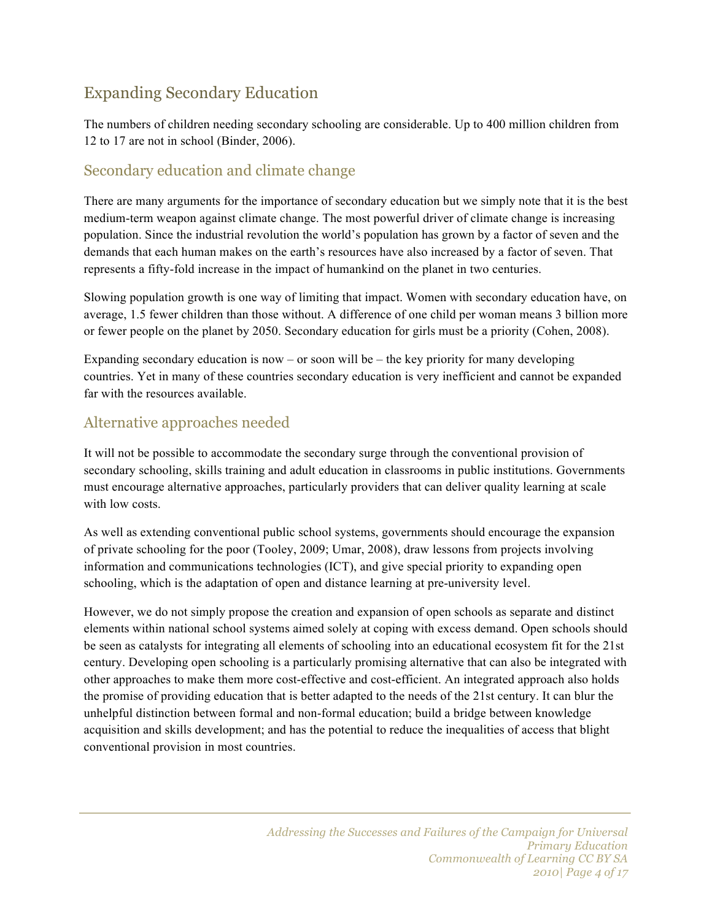# Expanding Secondary Education

The numbers of children needing secondary schooling are considerable. Up to 400 million children from 12 to 17 are not in school (Binder, 2006).

## Secondary education and climate change

There are many arguments for the importance of secondary education but we simply note that it is the best medium-term weapon against climate change. The most powerful driver of climate change is increasing population. Since the industrial revolution the world's population has grown by a factor of seven and the demands that each human makes on the earth's resources have also increased by a factor of seven. That represents a fifty-fold increase in the impact of humankind on the planet in two centuries.

Slowing population growth is one way of limiting that impact. Women with secondary education have, on average, 1.5 fewer children than those without. A difference of one child per woman means 3 billion more or fewer people on the planet by 2050. Secondary education for girls must be a priority (Cohen, 2008).

Expanding secondary education is now – or soon will be – the key priority for many developing countries. Yet in many of these countries secondary education is very inefficient and cannot be expanded far with the resources available.

## Alternative approaches needed

It will not be possible to accommodate the secondary surge through the conventional provision of secondary schooling, skills training and adult education in classrooms in public institutions. Governments must encourage alternative approaches, particularly providers that can deliver quality learning at scale with low costs.

As well as extending conventional public school systems, governments should encourage the expansion of private schooling for the poor (Tooley, 2009; Umar, 2008), draw lessons from projects involving information and communications technologies (ICT), and give special priority to expanding open schooling, which is the adaptation of open and distance learning at pre-university level.

However, we do not simply propose the creation and expansion of open schools as separate and distinct elements within national school systems aimed solely at coping with excess demand. Open schools should be seen as catalysts for integrating all elements of schooling into an educational ecosystem fit for the 21st century. Developing open schooling is a particularly promising alternative that can also be integrated with other approaches to make them more cost-effective and cost-efficient. An integrated approach also holds the promise of providing education that is better adapted to the needs of the 21st century. It can blur the unhelpful distinction between formal and non-formal education; build a bridge between knowledge acquisition and skills development; and has the potential to reduce the inequalities of access that blight conventional provision in most countries.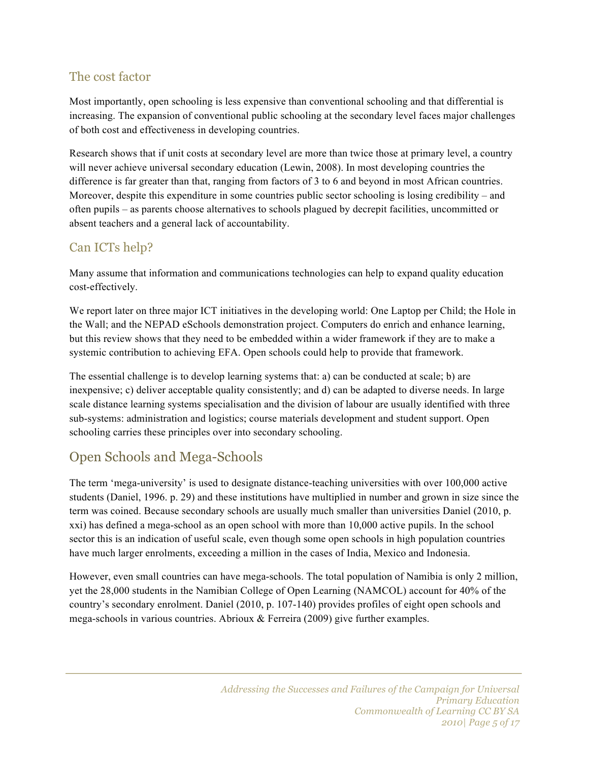## The cost factor

Most importantly, open schooling is less expensive than conventional schooling and that differential is increasing. The expansion of conventional public schooling at the secondary level faces major challenges of both cost and effectiveness in developing countries.

Research shows that if unit costs at secondary level are more than twice those at primary level, a country will never achieve universal secondary education (Lewin, 2008). In most developing countries the difference is far greater than that, ranging from factors of 3 to 6 and beyond in most African countries. Moreover, despite this expenditure in some countries public sector schooling is losing credibility – and often pupils – as parents choose alternatives to schools plagued by decrepit facilities, uncommitted or absent teachers and a general lack of accountability.

## Can ICTs help?

Many assume that information and communications technologies can help to expand quality education cost-effectively.

We report later on three major ICT initiatives in the developing world: One Laptop per Child; the Hole in the Wall; and the NEPAD eSchools demonstration project. Computers do enrich and enhance learning, but this review shows that they need to be embedded within a wider framework if they are to make a systemic contribution to achieving EFA. Open schools could help to provide that framework.

The essential challenge is to develop learning systems that: a) can be conducted at scale; b) are inexpensive; c) deliver acceptable quality consistently; and d) can be adapted to diverse needs. In large scale distance learning systems specialisation and the division of labour are usually identified with three sub-systems: administration and logistics; course materials development and student support. Open schooling carries these principles over into secondary schooling.

# Open Schools and Mega-Schools

The term 'mega-university' is used to designate distance-teaching universities with over 100,000 active students (Daniel, 1996. p. 29) and these institutions have multiplied in number and grown in size since the term was coined. Because secondary schools are usually much smaller than universities Daniel (2010, p. xxi) has defined a mega-school as an open school with more than 10,000 active pupils. In the school sector this is an indication of useful scale, even though some open schools in high population countries have much larger enrolments, exceeding a million in the cases of India, Mexico and Indonesia.

However, even small countries can have mega-schools. The total population of Namibia is only 2 million, yet the 28,000 students in the Namibian College of Open Learning (NAMCOL) account for 40% of the country's secondary enrolment. Daniel (2010, p. 107-140) provides profiles of eight open schools and mega-schools in various countries. Abrioux & Ferreira (2009) give further examples.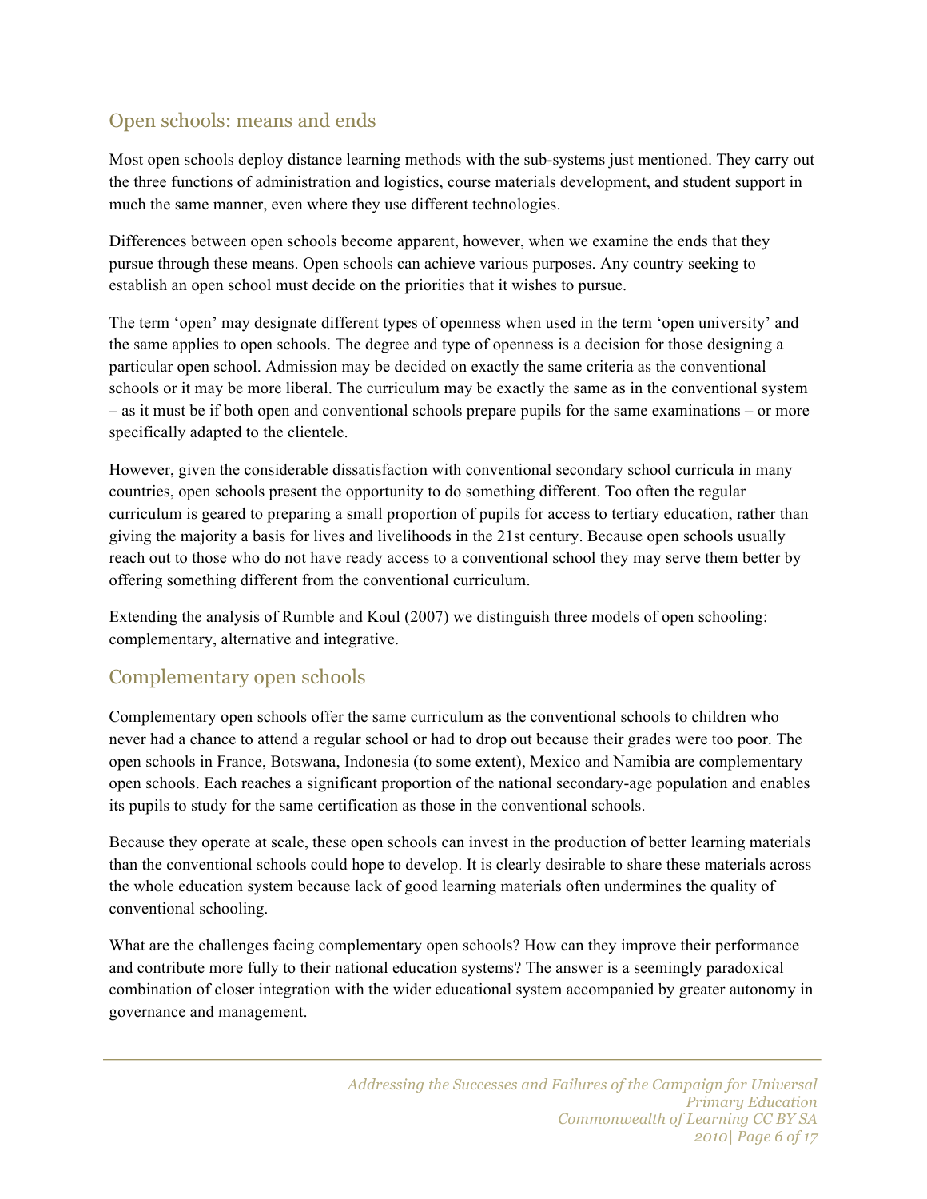## Open schools: means and ends

Most open schools deploy distance learning methods with the sub-systems just mentioned. They carry out the three functions of administration and logistics, course materials development, and student support in much the same manner, even where they use different technologies.

Differences between open schools become apparent, however, when we examine the ends that they pursue through these means. Open schools can achieve various purposes. Any country seeking to establish an open school must decide on the priorities that it wishes to pursue.

The term 'open' may designate different types of openness when used in the term 'open university' and the same applies to open schools. The degree and type of openness is a decision for those designing a particular open school. Admission may be decided on exactly the same criteria as the conventional schools or it may be more liberal. The curriculum may be exactly the same as in the conventional system – as it must be if both open and conventional schools prepare pupils for the same examinations – or more specifically adapted to the clientele.

However, given the considerable dissatisfaction with conventional secondary school curricula in many countries, open schools present the opportunity to do something different. Too often the regular curriculum is geared to preparing a small proportion of pupils for access to tertiary education, rather than giving the majority a basis for lives and livelihoods in the 21st century. Because open schools usually reach out to those who do not have ready access to a conventional school they may serve them better by offering something different from the conventional curriculum.

Extending the analysis of Rumble and Koul (2007) we distinguish three models of open schooling: complementary, alternative and integrative.

## Complementary open schools

Complementary open schools offer the same curriculum as the conventional schools to children who never had a chance to attend a regular school or had to drop out because their grades were too poor. The open schools in France, Botswana, Indonesia (to some extent), Mexico and Namibia are complementary open schools. Each reaches a significant proportion of the national secondary-age population and enables its pupils to study for the same certification as those in the conventional schools.

Because they operate at scale, these open schools can invest in the production of better learning materials than the conventional schools could hope to develop. It is clearly desirable to share these materials across the whole education system because lack of good learning materials often undermines the quality of conventional schooling.

What are the challenges facing complementary open schools? How can they improve their performance and contribute more fully to their national education systems? The answer is a seemingly paradoxical combination of closer integration with the wider educational system accompanied by greater autonomy in governance and management.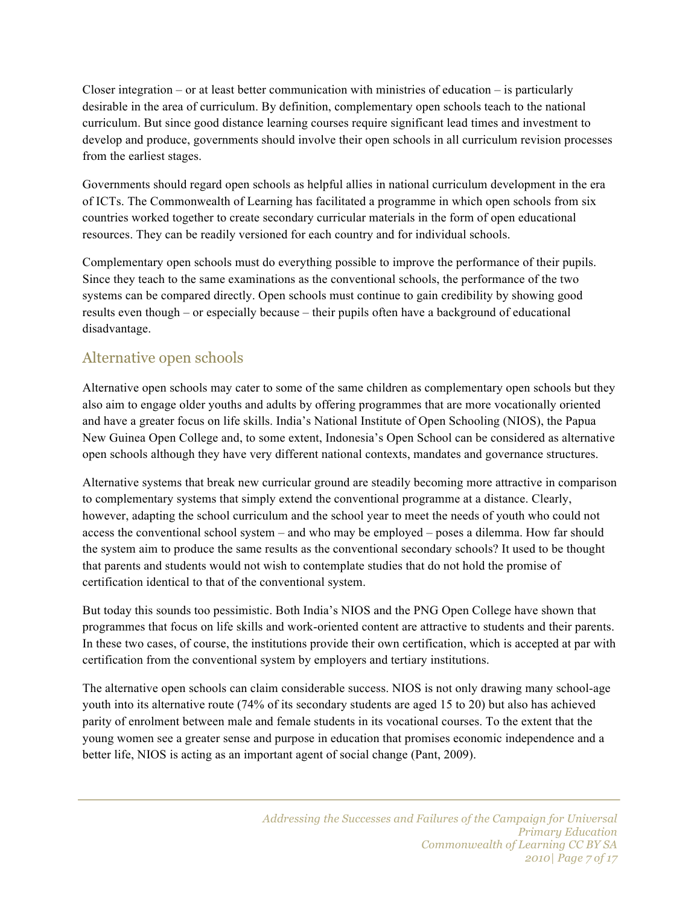Closer integration – or at least better communication with ministries of education – is particularly desirable in the area of curriculum. By definition, complementary open schools teach to the national curriculum. But since good distance learning courses require significant lead times and investment to develop and produce, governments should involve their open schools in all curriculum revision processes from the earliest stages.

Governments should regard open schools as helpful allies in national curriculum development in the era of ICTs. The Commonwealth of Learning has facilitated a programme in which open schools from six countries worked together to create secondary curricular materials in the form of open educational resources. They can be readily versioned for each country and for individual schools.

Complementary open schools must do everything possible to improve the performance of their pupils. Since they teach to the same examinations as the conventional schools, the performance of the two systems can be compared directly. Open schools must continue to gain credibility by showing good results even though – or especially because – their pupils often have a background of educational disadvantage.

## Alternative open schools

Alternative open schools may cater to some of the same children as complementary open schools but they also aim to engage older youths and adults by offering programmes that are more vocationally oriented and have a greater focus on life skills. India's National Institute of Open Schooling (NIOS), the Papua New Guinea Open College and, to some extent, Indonesia's Open School can be considered as alternative open schools although they have very different national contexts, mandates and governance structures.

Alternative systems that break new curricular ground are steadily becoming more attractive in comparison to complementary systems that simply extend the conventional programme at a distance. Clearly, however, adapting the school curriculum and the school year to meet the needs of youth who could not access the conventional school system – and who may be employed – poses a dilemma. How far should the system aim to produce the same results as the conventional secondary schools? It used to be thought that parents and students would not wish to contemplate studies that do not hold the promise of certification identical to that of the conventional system.

But today this sounds too pessimistic. Both India's NIOS and the PNG Open College have shown that programmes that focus on life skills and work-oriented content are attractive to students and their parents. In these two cases, of course, the institutions provide their own certification, which is accepted at par with certification from the conventional system by employers and tertiary institutions.

The alternative open schools can claim considerable success. NIOS is not only drawing many school-age youth into its alternative route (74% of its secondary students are aged 15 to 20) but also has achieved parity of enrolment between male and female students in its vocational courses. To the extent that the young women see a greater sense and purpose in education that promises economic independence and a better life, NIOS is acting as an important agent of social change (Pant, 2009).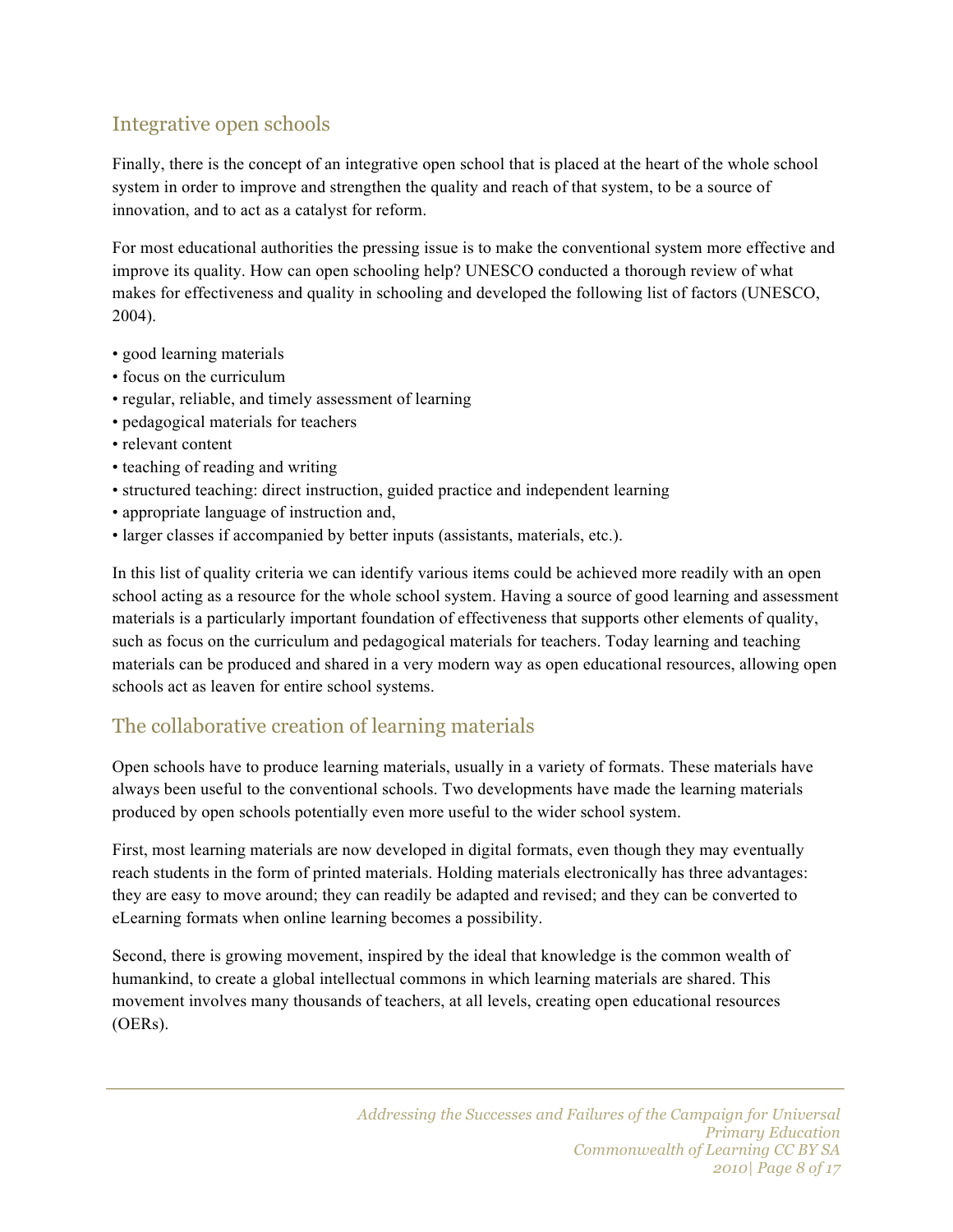## Integrative open schools

Finally, there is the concept of an integrative open school that is placed at the heart of the whole school system in order to improve and strengthen the quality and reach of that system, to be a source of innovation, and to act as a catalyst for reform.

For most educational authorities the pressing issue is to make the conventional system more effective and improve its quality. How can open schooling help? UNESCO conducted a thorough review of what makes for effectiveness and quality in schooling and developed the following list of factors (UNESCO, 2004).

- good learning materials
- focus on the curriculum
- regular, reliable, and timely assessment of learning
- pedagogical materials for teachers
- relevant content
- teaching of reading and writing
- structured teaching: direct instruction, guided practice and independent learning
- appropriate language of instruction and,
- larger classes if accompanied by better inputs (assistants, materials, etc.).

In this list of quality criteria we can identify various items could be achieved more readily with an open school acting as a resource for the whole school system. Having a source of good learning and assessment materials is a particularly important foundation of effectiveness that supports other elements of quality, such as focus on the curriculum and pedagogical materials for teachers. Today learning and teaching materials can be produced and shared in a very modern way as open educational resources, allowing open schools act as leaven for entire school systems.

## The collaborative creation of learning materials

Open schools have to produce learning materials, usually in a variety of formats. These materials have always been useful to the conventional schools. Two developments have made the learning materials produced by open schools potentially even more useful to the wider school system.

First, most learning materials are now developed in digital formats, even though they may eventually reach students in the form of printed materials. Holding materials electronically has three advantages: they are easy to move around; they can readily be adapted and revised; and they can be converted to eLearning formats when online learning becomes a possibility.

Second, there is growing movement, inspired by the ideal that knowledge is the common wealth of humankind, to create a global intellectual commons in which learning materials are shared. This movement involves many thousands of teachers, at all levels, creating open educational resources (OERs).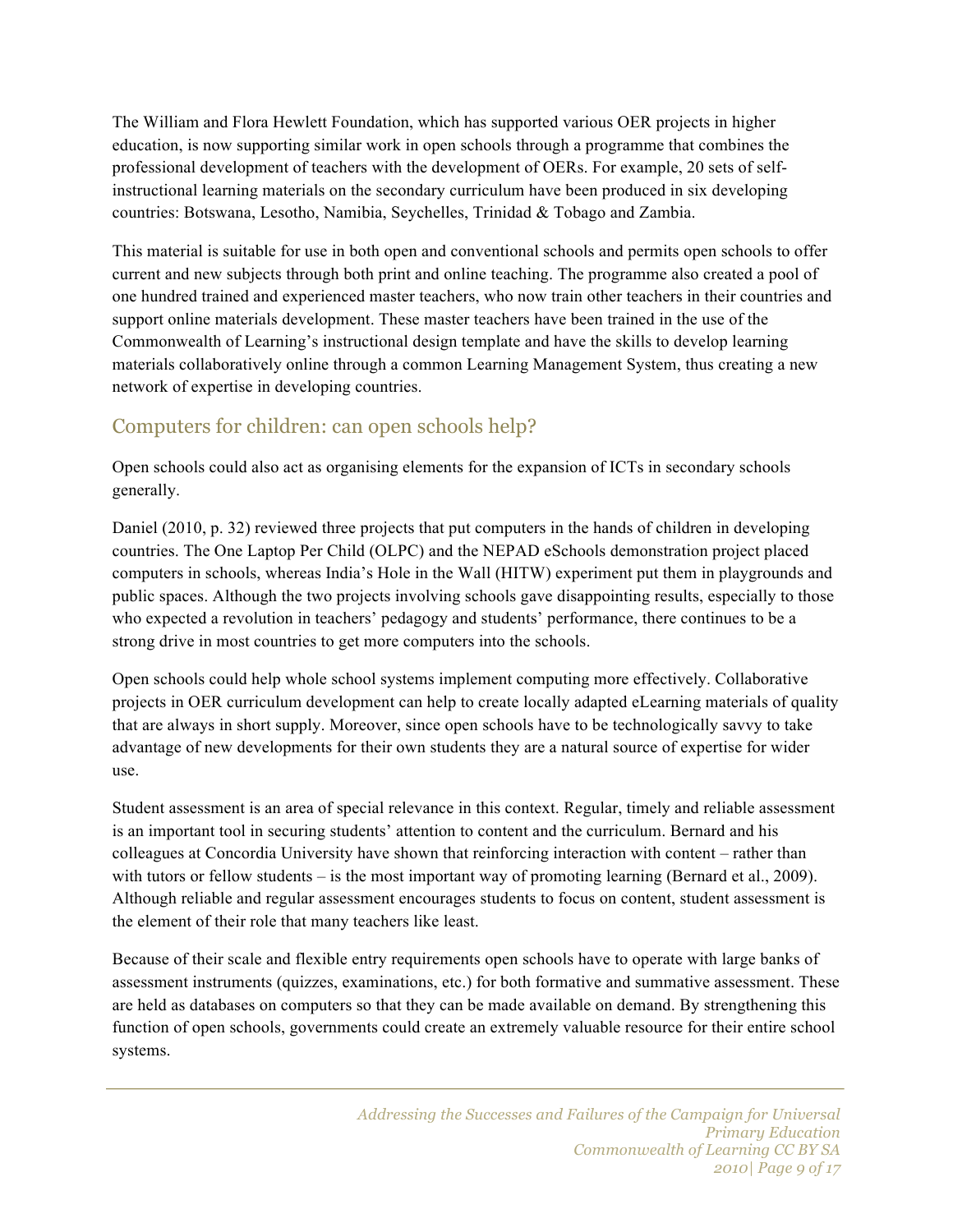The William and Flora Hewlett Foundation, which has supported various OER projects in higher education, is now supporting similar work in open schools through a programme that combines the professional development of teachers with the development of OERs. For example, 20 sets of self-instructional learning materials on the secondary curriculum have been produced in six developing countries: Botswana, Lesotho, Namibia, Seychelles, Trinidad & Tobago and Zambia.

This material is suitable for use in both open and conventional schools and permits open schools to offer current and new subjects through both print and online teaching. The programme also created a pool of one hundred trained and experienced master teachers, who now train other teachers in their countries and support online materials development. These master teachers have been trained in the use of the Commonwealth of Learning's instructional design template and have the skills to develop learning materials collaboratively online through a common Learning Management System, thus creating a new network of expertise in developing countries.

## Computers for children: can open schools help?

Open schools could also act as organising elements for the expansion of ICTs in secondary schools generally.

Daniel (2010, p. 32) reviewed three projects that put computers in the hands of children in developing countries. The One Laptop Per Child (OLPC) and the NEPAD eSchools demonstration project placed computers in schools, whereas India's Hole in the Wall (HITW) experiment put them in playgrounds and public spaces. Although the two projects involving schools gave disappointing results, especially to those who expected a revolution in teachers' pedagogy and students' performance, there continues to be a strong drive in most countries to get more computers into the schools.

Open schools could help whole school systems implement computing more effectively. Collaborative projects in OER curriculum development can help to create locally adapted eLearning materials of quality that are always in short supply. Moreover, since open schools have to be technologically savvy to take advantage of new developments for their own students they are a natural source of expertise for wider use.

Student assessment is an area of special relevance in this context. Regular, timely and reliable assessment is an important tool in securing students' attention to content and the curriculum. Bernard and his colleagues at Concordia University have shown that reinforcing interaction with content – rather than with tutors or fellow students – is the most important way of promoting learning (Bernard et al., 2009). Although reliable and regular assessment encourages students to focus on content, student assessment is the element of their role that many teachers like least.

Because of their scale and flexible entry requirements open schools have to operate with large banks of assessment instruments (quizzes, examinations, etc.) for both formative and summative assessment. These are held as databases on computers so that they can be made available on demand. By strengthening this function of open schools, governments could create an extremely valuable resource for their entire school systems.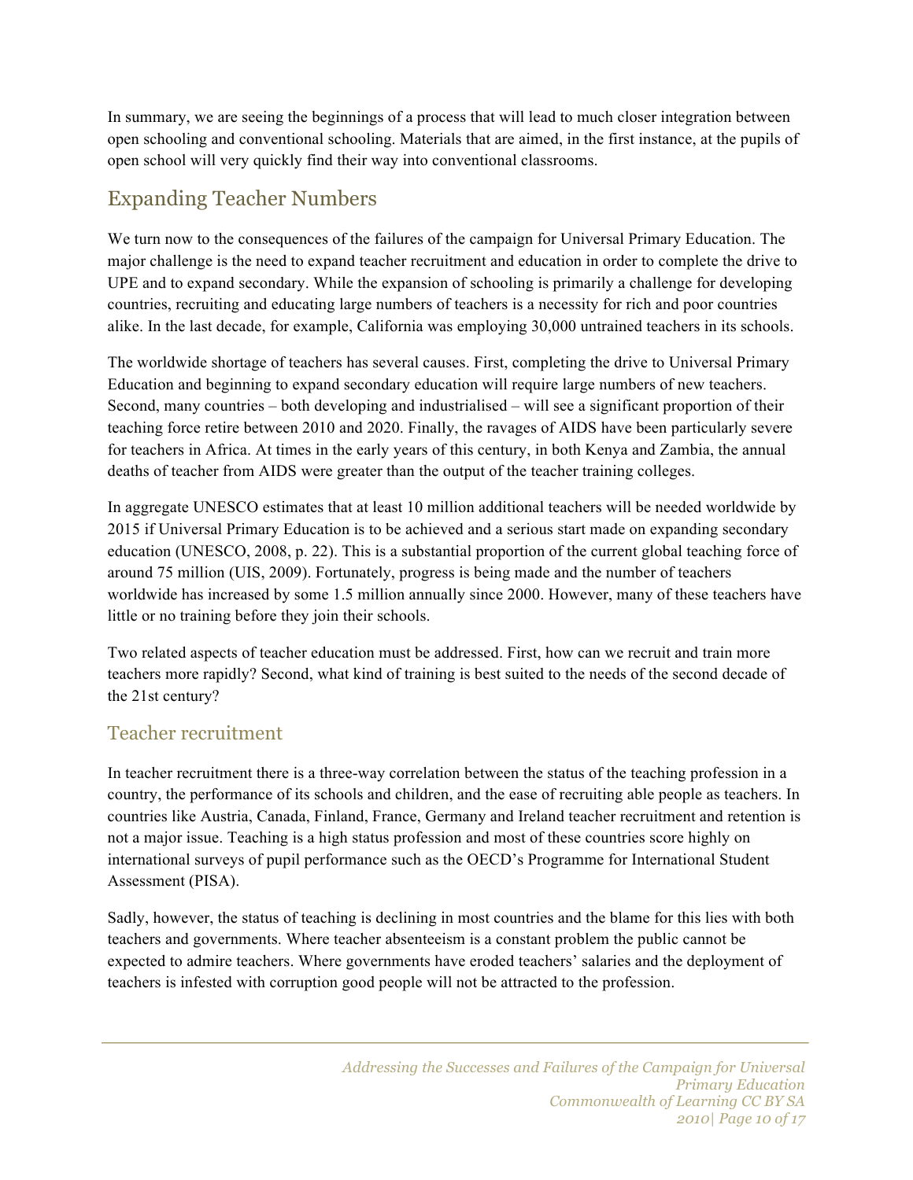In summary, we are seeing the beginnings of a process that will lead to much closer integration between open schooling and conventional schooling. Materials that are aimed, in the first instance, at the pupils of open school will very quickly find their way into conventional classrooms.

## Expanding Teacher Numbers

We turn now to the consequences of the failures of the campaign for Universal Primary Education. The major challenge is the need to expand teacher recruitment and education in order to complete the drive to UPE and to expand secondary. While the expansion of schooling is primarily a challenge for developing countries, recruiting and educating large numbers of teachers is a necessity for rich and poor countries alike. In the last decade, for example, California was employing 30,000 untrained teachers in its schools.

The worldwide shortage of teachers has several causes. First, completing the drive to Universal Primary Education and beginning to expand secondary education will require large numbers of new teachers. Second, many countries – both developing and industrialised – will see a significant proportion of their teaching force retire between 2010 and 2020. Finally, the ravages of AIDS have been particularly severe for teachers in Africa. At times in the early years of this century, in both Kenya and Zambia, the annual deaths of teacher from AIDS were greater than the output of the teacher training colleges.

In aggregate UNESCO estimates that at least 10 million additional teachers will be needed worldwide by 2015 if Universal Primary Education is to be achieved and a serious start made on expanding secondary education (UNESCO, 2008, p. 22). This is a substantial proportion of the current global teaching force of around 75 million (UIS, 2009). Fortunately, progress is being made and the number of teachers worldwide has increased by some 1.5 million annually since 2000. However, many of these teachers have little or no training before they join their schools.

Two related aspects of teacher education must be addressed. First, how can we recruit and train more teachers more rapidly? Second, what kind of training is best suited to the needs of the second decade of the 21st century?

### Teacher recruitment

In teacher recruitment there is a three-way correlation between the status of the teaching profession in a country, the performance of its schools and children, and the ease of recruiting able people as teachers. In countries like Austria, Canada, Finland, France, Germany and Ireland teacher recruitment and retention is not a major issue. Teaching is a high status profession and most of these countries score highly on international surveys of pupil performance such as the OECD's Programme for International Student Assessment (PISA).

Sadly, however, the status of teaching is declining in most countries and the blame for this lies with both teachers and governments. Where teacher absenteeism is a constant problem the public cannot be expected to admire teachers. Where governments have eroded teachers' salaries and the deployment of teachers is infested with corruption good people will not be attracted to the profession.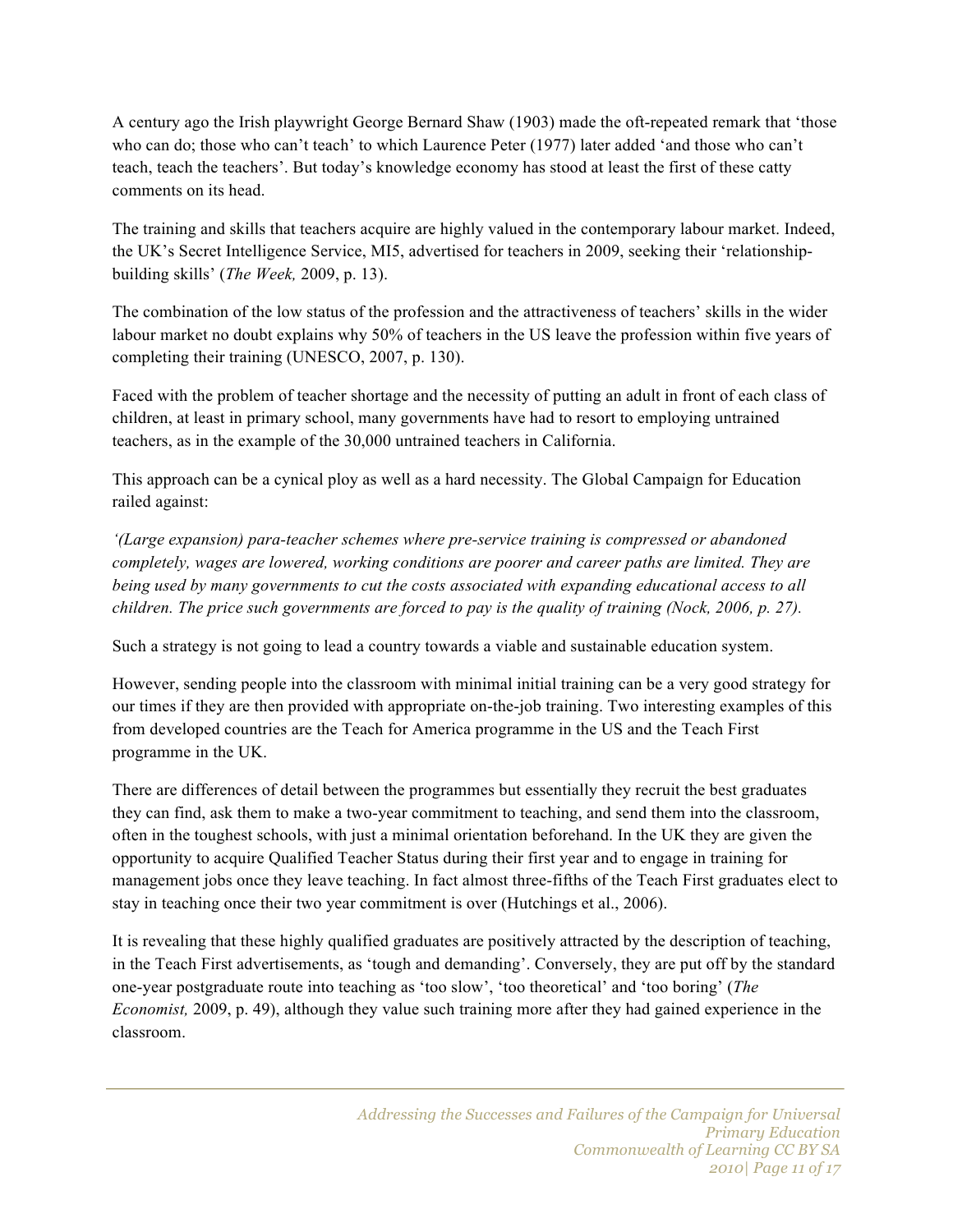A century ago the Irish playwright George Bernard Shaw (1903) made the oft-repeated remark that 'those who can do; those who can't teach' to which Laurence Peter (1977) later added 'and those who can't teach, teach the teachers'. But today's knowledge economy has stood at least the first of these catty comments on its head.

The training and skills that teachers acquire are highly valued in the contemporary labour market. Indeed, the UK's Secret Intelligence Service, MI5, advertised for teachers in 2009, seeking their 'relationship-building skills' (*The Week,* 2009, p. 13).

The combination of the low status of the profession and the attractiveness of teachers' skills in the wider labour market no doubt explains why 50% of teachers in the US leave the profession within five years of completing their training (UNESCO, 2007, p. 130).

Faced with the problem of teacher shortage and the necessity of putting an adult in front of each class of children, at least in primary school, many governments have had to resort to employing untrained teachers, as in the example of the 30,000 untrained teachers in California.

This approach can be a cynical ploy as well as a hard necessity. The Global Campaign for Education railed against:

*'(Large expansion) para-teacher schemes where pre-service training is compressed or abandoned completely, wages are lowered, working conditions are poorer and career paths are limited. They are being used by many governments to cut the costs associated with expanding educational access to all children. The price such governments are forced to pay is the quality of training (Nock, 2006, p. 27).*

Such a strategy is not going to lead a country towards a viable and sustainable education system.

However, sending people into the classroom with minimal initial training can be a very good strategy for our times if they are then provided with appropriate on-the-job training. Two interesting examples of this from developed countries are the Teach for America programme in the US and the Teach First programme in the UK.

There are differences of detail between the programmes but essentially they recruit the best graduates they can find, ask them to make a two-year commitment to teaching, and send them into the classroom, often in the toughest schools, with just a minimal orientation beforehand. In the UK they are given the opportunity to acquire Qualified Teacher Status during their first year and to engage in training for management jobs once they leave teaching. In fact almost three-fifths of the Teach First graduates elect to stay in teaching once their two year commitment is over (Hutchings et al., 2006).

It is revealing that these highly qualified graduates are positively attracted by the description of teaching, in the Teach First advertisements, as 'tough and demanding'. Conversely, they are put off by the standard one-year postgraduate route into teaching as 'too slow', 'too theoretical' and 'too boring' (*The Economist,* 2009, p. 49), although they value such training more after they had gained experience in the classroom.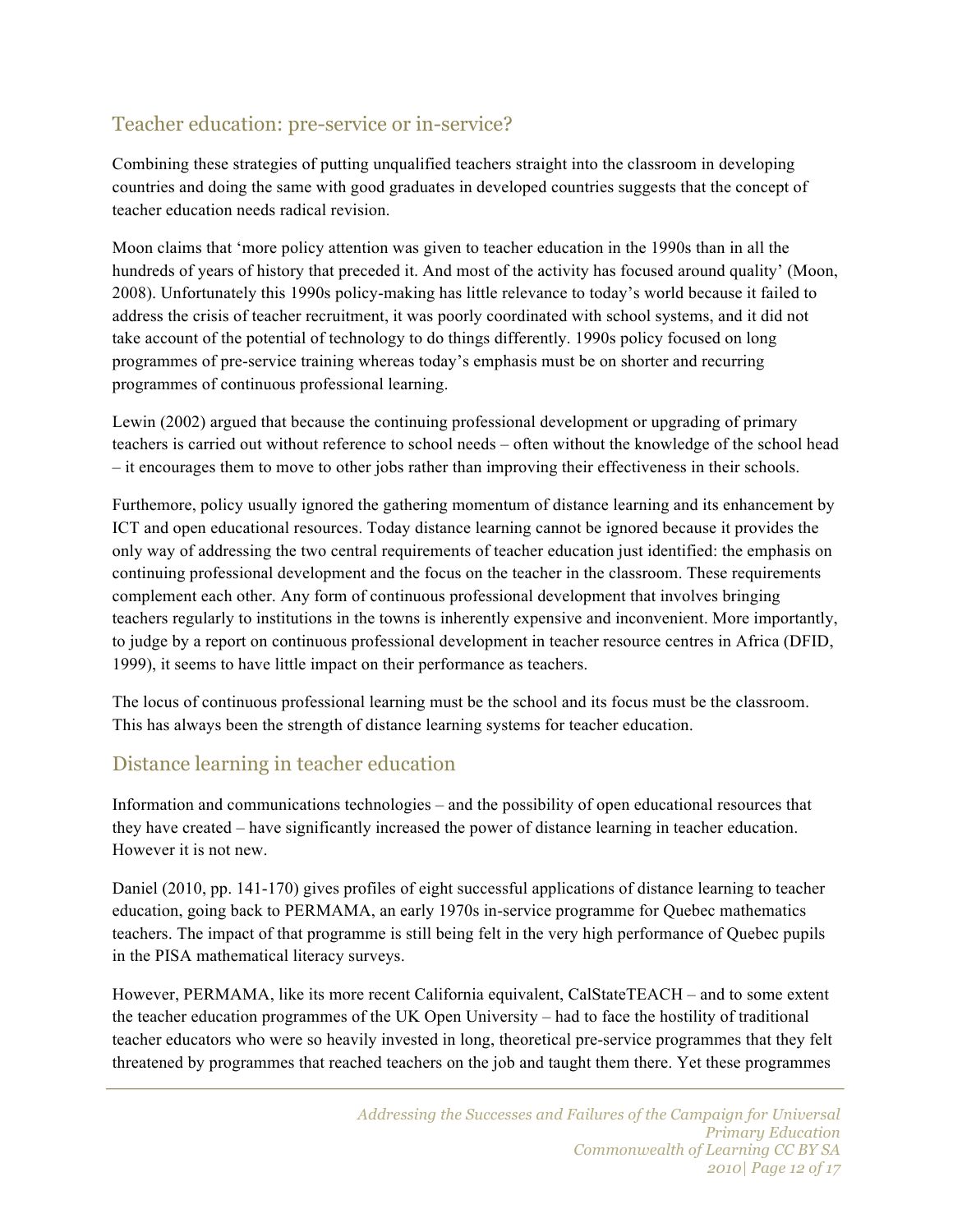## Teacher education: pre-service or in-service?

Combining these strategies of putting unqualified teachers straight into the classroom in developing countries and doing the same with good graduates in developed countries suggests that the concept of teacher education needs radical revision.

Moon claims that 'more policy attention was given to teacher education in the 1990s than in all the hundreds of years of history that preceded it. And most of the activity has focused around quality' (Moon, 2008). Unfortunately this 1990s policy-making has little relevance to today's world because it failed to address the crisis of teacher recruitment, it was poorly coordinated with school systems, and it did not take account of the potential of technology to do things differently. 1990s policy focused on long programmes of pre-service training whereas today's emphasis must be on shorter and recurring programmes of continuous professional learning.

Lewin (2002) argued that because the continuing professional development or upgrading of primary teachers is carried out without reference to school needs – often without the knowledge of the school head – it encourages them to move to other jobs rather than improving their effectiveness in their schools.

Furthermore, policy usually ignored the gathering momentum of distance learning and its enhancement by ICT and open educational resources. Today distance learning cannot be ignored because it provides the only way of addressing the two central requirements of teacher education just identified: the emphasis on continuing professional development and the focus on the teacher in the classroom. These requirements complement each other. Any form of continuous professional development that involves bringing teachers regularly to institutions in the towns is inherently expensive and inconvenient. More importantly, to judge by a report on continuous professional development in teacher resource centres in Africa (DFID, 1999), it seems to have little impact on their performance as teachers.

The locus of continuous professional learning must be the school and its focus must be the classroom. This has always been the strength of distance learning systems for teacher education.

## Distance learning in teacher education

Information and communications technologies – and the possibility of open educational resources that they have created – have significantly increased the power of distance learning in teacher education. However it is not new.

Daniel (2010, pp. 141-170) gives profiles of eight successful applications of distance learning to teacher education, going back to PERMAMA, an early 1970s in-service programme for Quebec mathematics teachers. The impact of that programme is still being felt in the very high performance of Quebec pupils in the PISA mathematical literacy surveys.

However, PERMAMA, like its more recent California equivalent, CalStateTEACH – and to some extent the teacher education programmes of the UK Open University – had to face the hostility of traditional teacher educators who were so heavily invested in long, theoretical pre-service programmes that they felt threatened by programmes that reached teachers on the job and taught them there. Yet these programmes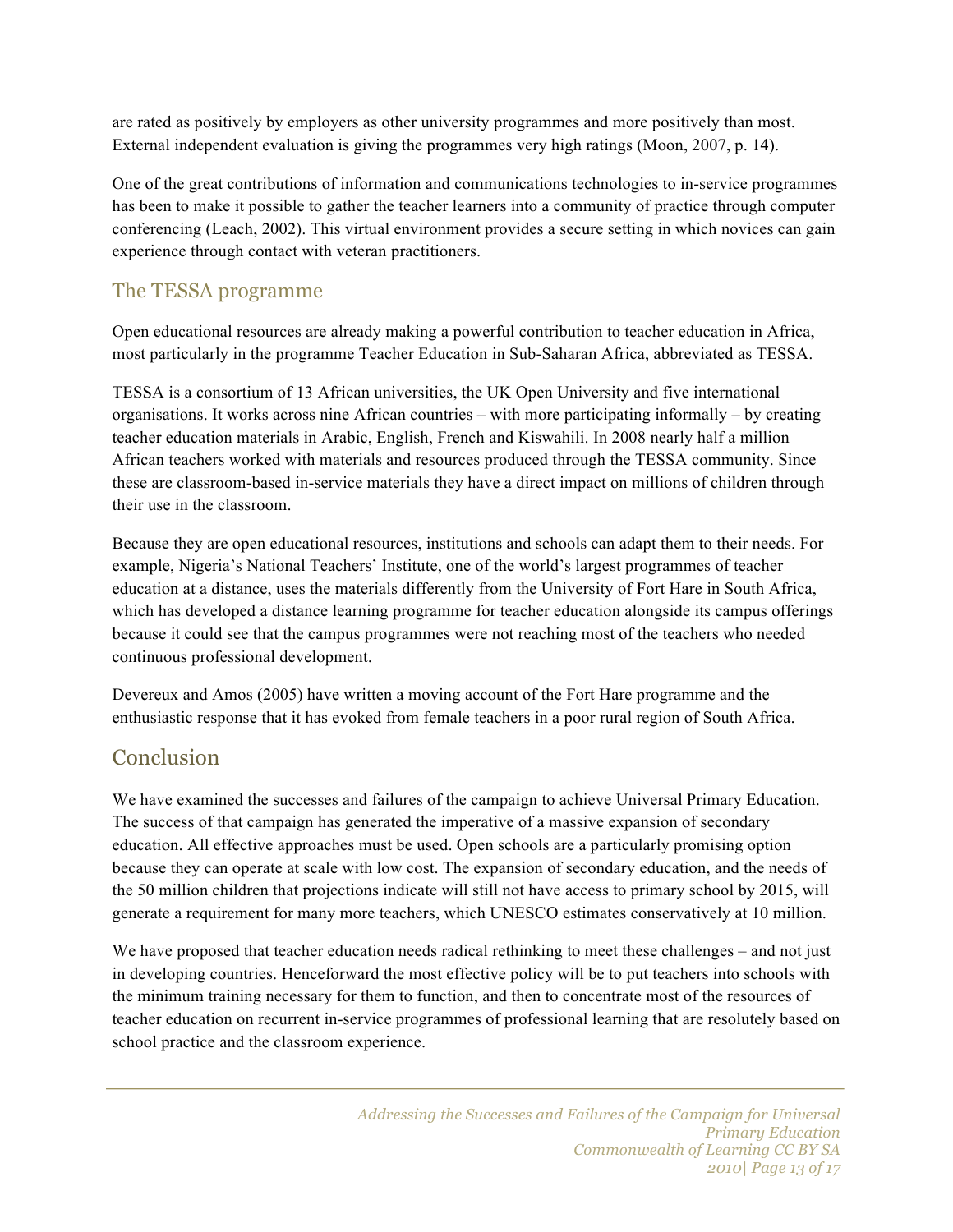are rated as positively by employers as other university programmes and more positively than most. External independent evaluation is giving the programmes very high ratings (Moon, 2007, p. 14).

One of the great contributions of information and communications technologies to in-service programmes has been to make it possible to gather the teacher learners into a community of practice through computer conferencing (Leach, 2002). This virtual environment provides a secure setting in which novices can gain experience through contact with veteran practitioners.

## The TESSA programme

Open educational resources are already making a powerful contribution to teacher education in Africa, most particularly in the programme Teacher Education in Sub-Saharan Africa, abbreviated as TESSA.

TESSA is a consortium of 13 African universities, the UK Open University and five international organisations. It works across nine African countries – with more participating informally – by creating teacher education materials in Arabic, English, French and Kiswahili. In 2008 nearly half a million African teachers worked with materials and resources produced through the TESSA community. Since these are classroom-based in-service materials they have a direct impact on millions of children through their use in the classroom.

Because they are open educational resources, institutions and schools can adapt them to their needs. For example, Nigeria's National Teachers' Institute, one of the world's largest programmes of teacher education at a distance, uses the materials differently from the University of Fort Hare in South Africa, which has developed a distance learning programme for teacher education alongside its campus offerings because it could see that the campus programmes were not reaching most of the teachers who needed continuous professional development.

Devereux and Amos (2005) have written a moving account of the Fort Hare programme and the enthusiastic response that it has evoked from female teachers in a poor rural region of South Africa.

# Conclusion

We have examined the successes and failures of the campaign to achieve Universal Primary Education. The success of that campaign has generated the imperative of a massive expansion of secondary education. All effective approaches must be used. Open schools are a particularly promising option because they can operate at scale with low cost. The expansion of secondary education, and the needs of the 50 million children that projections indicate will still not have access to primary school by 2015, will generate a requirement for many more teachers, which UNESCO estimates conservatively at 10 million.

We have proposed that teacher education needs radical rethinking to meet these challenges – and not just in developing countries. Henceforward the most effective policy will be to put teachers into schools with the minimum training necessary for them to function, and then to concentrate most of the resources of teacher education on recurrent in-service programmes of professional learning that are resolutely based on school practice and the classroom experience.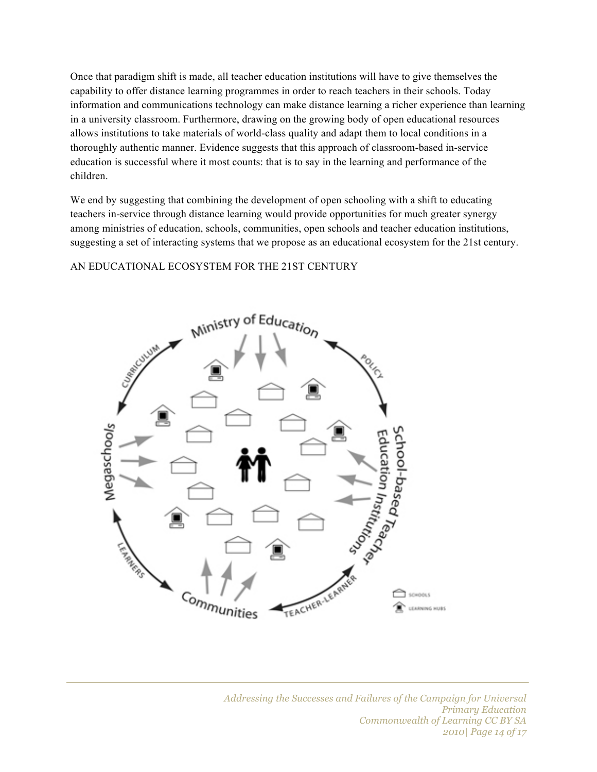Once that paradigm shift is made, all teacher education institutions will have to give themselves the capability to offer distance learning programmes in order to reach teachers in their schools. Today information and communications technology can make distance learning a richer experience than learning in a university classroom. Furthermore, drawing on the growing body of open educational resources allows institutions to take materials of world-class quality and adapt them to local conditions in a thoroughly authentic manner. Evidence suggests that this approach of classroom-based in-service education is successful where it most counts: that is to say in the learning and performance of the children.

We end by suggesting that combining the development of open schooling with a shift to educating teachers in-service through distance learning would provide opportunities for much greater synergy among ministries of education, schools, communities, open schools and teacher education institutions, suggesting a set of interacting systems that we propose as an educational ecosystem for the 21st century.

AN EDUCATIONAL ECOSYSTEM FOR THE 21ST CENTURY

Ministry of Education

CURRICULUM

POLICY

Megaschools

School-based Teacher Education Institutions

LEARNERS

TEACHER-LEARNER

Communities

SCHOOLS

LEARNING HUBS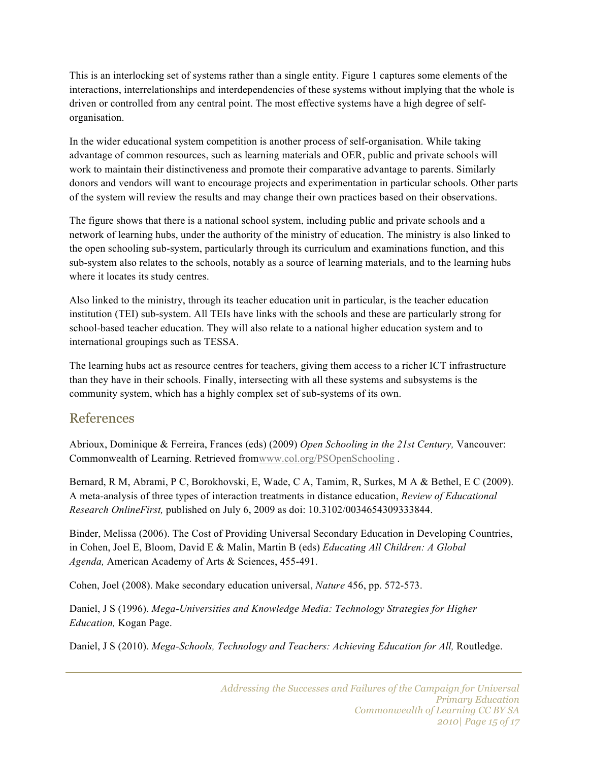This is an interlocking set of systems rather than a single entity. Figure 1 captures some elements of the interactions, interrelationships and interdependencies of these systems without implying that the whole is driven or controlled from any central point. The most effective systems have a high degree of self-organisation.

In the wider educational system competition is another process of self-organisation. While taking advantage of common resources, such as learning materials and OER, public and private schools will work to maintain their distinctiveness and promote their comparative advantage to parents. Similarly donors and vendors will want to encourage projects and experimentation in particular schools. Other parts of the system will review the results and may change their own practices based on their observations.

The figure shows that there is a national school system, including public and private schools and a network of learning hubs, under the authority of the ministry of education. The ministry is also linked to the open schooling sub-system, particularly through its curriculum and examinations function, and this sub-system also relates to the schools, notably as a source of learning materials, and to the learning hubs where it locates its study centres.

Also linked to the ministry, through its teacher education unit in particular, is the teacher education institution (TEI) sub-system. All TEIs have links with the schools and these are particularly strong for school-based teacher education. They will also relate to a national higher education system and to international groupings such as TESSA.

The learning hubs act as resource centres for teachers, giving them access to a richer ICT infrastructure than they have in their schools. Finally, intersecting with all these systems and subsystems is the community system, which has a highly complex set of sub-systems of its own.

## References

Abrioux, Dominique & Ferreira, Frances (eds) (2009) *Open Schooling in the 21st Century,* Vancouver: Commonwealth of Learning. Retrieved from www.col.org/PSOpenSchooling .

Bernard, R M, Abrami, P C, Borokhovski, E, Wade, C A, Tamim, R, Surkes, M A & Bethel, E C (2009). A meta-analysis of three types of interaction treatments in distance education, *Review of Educational Research OnlineFirst,* published on July 6, 2009 as doi: 10.3102/0034654309333844.

Binder, Melissa (2006). The Cost of Providing Universal Secondary Education in Developing Countries, in Cohen, Joel E, Bloom, David E & Malin, Martin B (eds) *Educating All Children: A Global Agenda,* American Academy of Arts & Sciences, 455-491.

Cohen, Joel (2008). Make secondary education universal, *Nature* 456, pp. 572-573.

Daniel, J S (1996). *Mega-Universities and Knowledge Media: Technology Strategies for Higher Education,* Kogan Page.

Daniel, J S (2010). *Mega-Schools, Technology and Teachers: Achieving Education for All,* Routledge.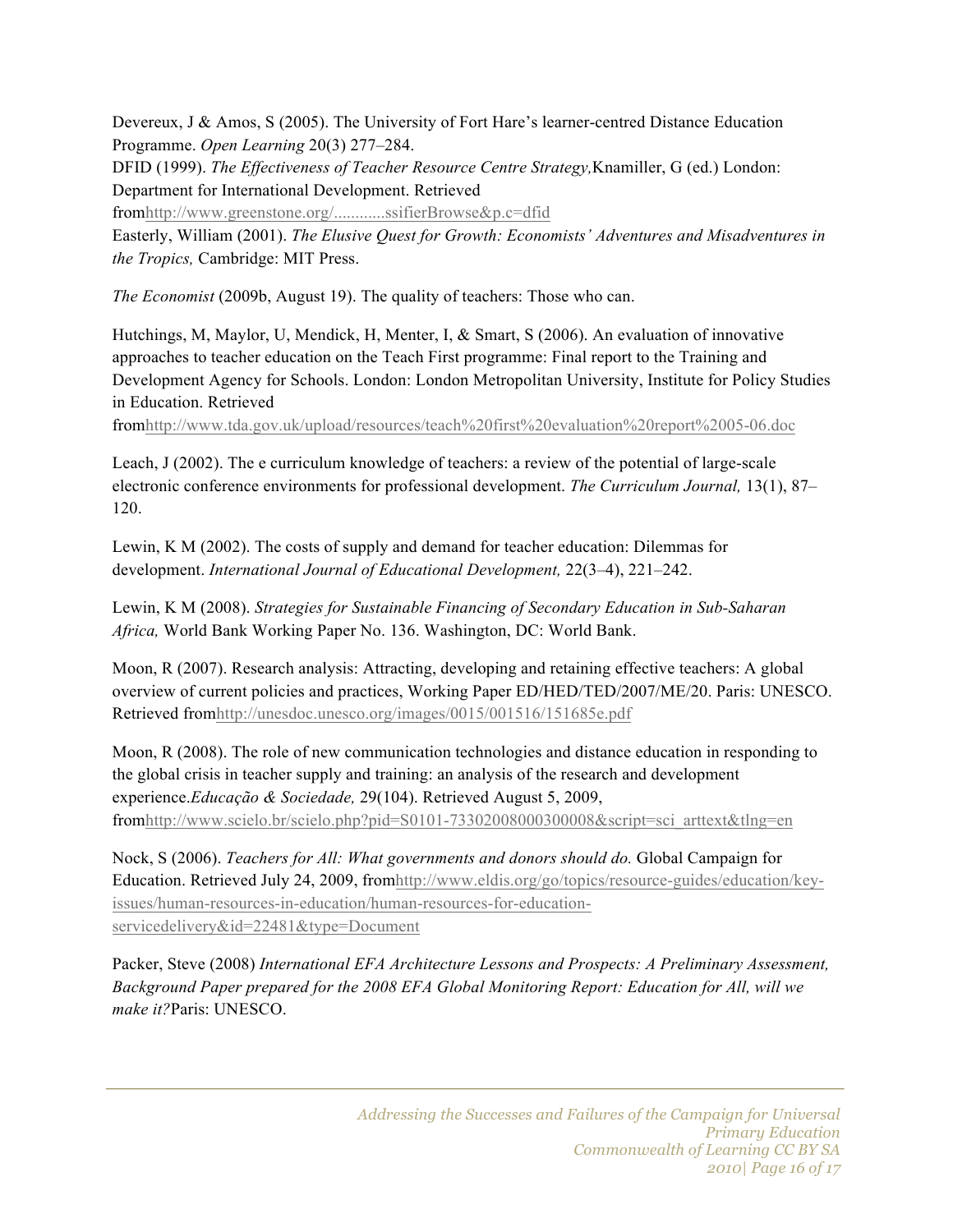Devereux, J & Amos, S (2005). The University of Fort Hare's learner-centred Distance Education Programme. *Open Learning* 20(3) 277–284.

DFID (1999). *The Effectiveness of Teacher Resource Centre Strategy,*Knamiller, G (ed.) London: Department for International Development. Retrieved fromhttp://www.greenstone.org/............ssifierBrowse&p.c=dfid

Easterly, William (2001). *The Elusive Quest for Growth: Economists' Adventures and Misadventures in the Tropics,* Cambridge: MIT Press.

*The Economist* (2009b, August 19). The quality of teachers: Those who can.

Hutchings, M, Maylor, U, Mendick, H, Menter, I, & Smart, S (2006). An evaluation of innovative approaches to teacher education on the Teach First programme: Final report to the Training and Development Agency for Schools. London: London Metropolitan University, Institute for Policy Studies in Education. Retrieved fromhttp://www.tda.gov.uk/upload/resources/teach%20first%20evaluation%20report%2005-06.doc

Leach, J (2002). The e curriculum knowledge of teachers: a review of the potential of large-scale electronic conference environments for professional development. *The Curriculum Journal,* 13(1), 87–120.

Lewin, K M (2002). The costs of supply and demand for teacher education: Dilemmas for development. *International Journal of Educational Development,* 22(3–4), 221–242.

Lewin, K M (2008). *Strategies for Sustainable Financing of Secondary Education in Sub-Saharan Africa,* World Bank Working Paper No. 136. Washington, DC: World Bank.

Moon, R (2007). Research analysis: Attracting, developing and retaining effective teachers: A global overview of current policies and practices, Working Paper ED/HED/TED/2007/ME/20. Paris: UNESCO. Retrieved fromhttp://unesdoc.unesco.org/images/0015/001516/151685e.pdf

Moon, R (2008). The role of new communication technologies and distance education in responding to the global crisis in teacher supply and training: an analysis of the research and development experience.*Educação & Sociedade,* 29(104). Retrieved August 5, 2009, fromhttp://www.scielo.br/scielo.php?pid=S0101-73302008000300008&script=sci_arttext&tlng=en

Nock, S (2006). *Teachers for All: What governments and donors should do.* Global Campaign for Education. Retrieved July 24, 2009, fromhttp://www.eldis.org/go/topics/resource-guides/education/key-issues/human-resources-in-education/human-resources-for-education-servicedelivery&id=22481&type=Document

Packer, Steve (2008) *International EFA Architecture Lessons and Prospects: A Preliminary Assessment, Background Paper prepared for the 2008 EFA Global Monitoring Report: Education for All, will we make it?*Paris: UNESCO.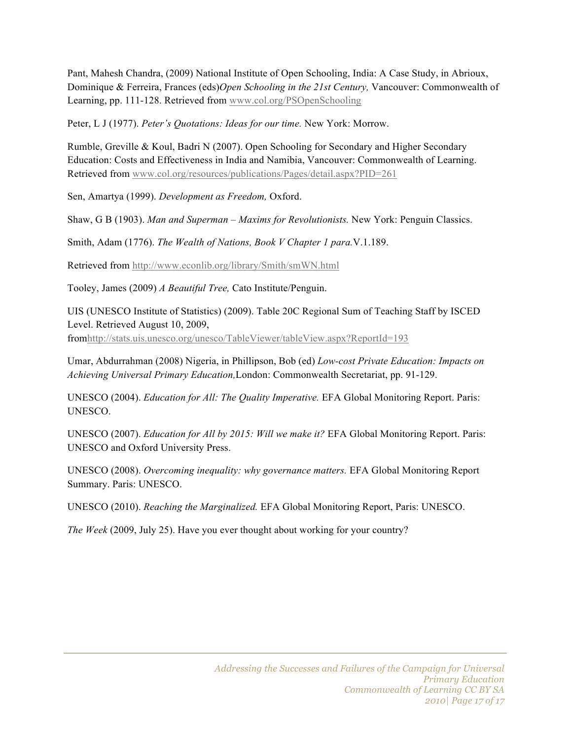Pant, Mahesh Chandra, (2009) National Institute of Open Schooling, India: A Case Study, in Abrioux, Dominique & Ferreira, Frances (eds)*Open Schooling in the 21st Century,* Vancouver: Commonwealth of Learning, pp. 111-128. Retrieved from www.col.org/PSOpenSchooling

Peter, L J (1977). *Peter's Quotations: Ideas for our time.* New York: Morrow.

Rumble, Greville & Koul, Badri N (2007). Open Schooling for Secondary and Higher Secondary Education: Costs and Effectiveness in India and Namibia, Vancouver: Commonwealth of Learning. Retrieved from www.col.org/resources/publications/Pages/detail.aspx?PID=261

Sen, Amartya (1999). *Development as Freedom,* Oxford.

Shaw, G B (1903). *Man and Superman – Maxims for Revolutionists.* New York: Penguin Classics.

Smith, Adam (1776). *The Wealth of Nations, Book V Chapter 1 para.*V.1.189.

Retrieved from http://www.econlib.org/library/Smith/smWN.html

Tooley, James (2009) *A Beautiful Tree,* Cato Institute/Penguin.

UIS (UNESCO Institute of Statistics) (2009). Table 20C Regional Sum of Teaching Staff by ISCED Level. Retrieved August 10, 2009, fromhttp://stats.uis.unesco.org/unesco/TableViewer/tableView.aspx?ReportId=193

Umar, Abdurrahman (2008) Nigeria, in Phillipson, Bob (ed) *Low-cost Private Education: Impacts on Achieving Universal Primary Education,*London: Commonwealth Secretariat, pp. 91-129.

UNESCO (2004). *Education for All: The Quality Imperative.* EFA Global Monitoring Report. Paris: UNESCO.

UNESCO (2007). *Education for All by 2015: Will we make it?* EFA Global Monitoring Report. Paris: UNESCO and Oxford University Press.

UNESCO (2008). *Overcoming inequality: why governance matters.* EFA Global Monitoring Report Summary. Paris: UNESCO.

UNESCO (2010). *Reaching the Marginalized.* EFA Global Monitoring Report, Paris: UNESCO.

*The Week* (2009, July 25). Have you ever thought about working for your country?